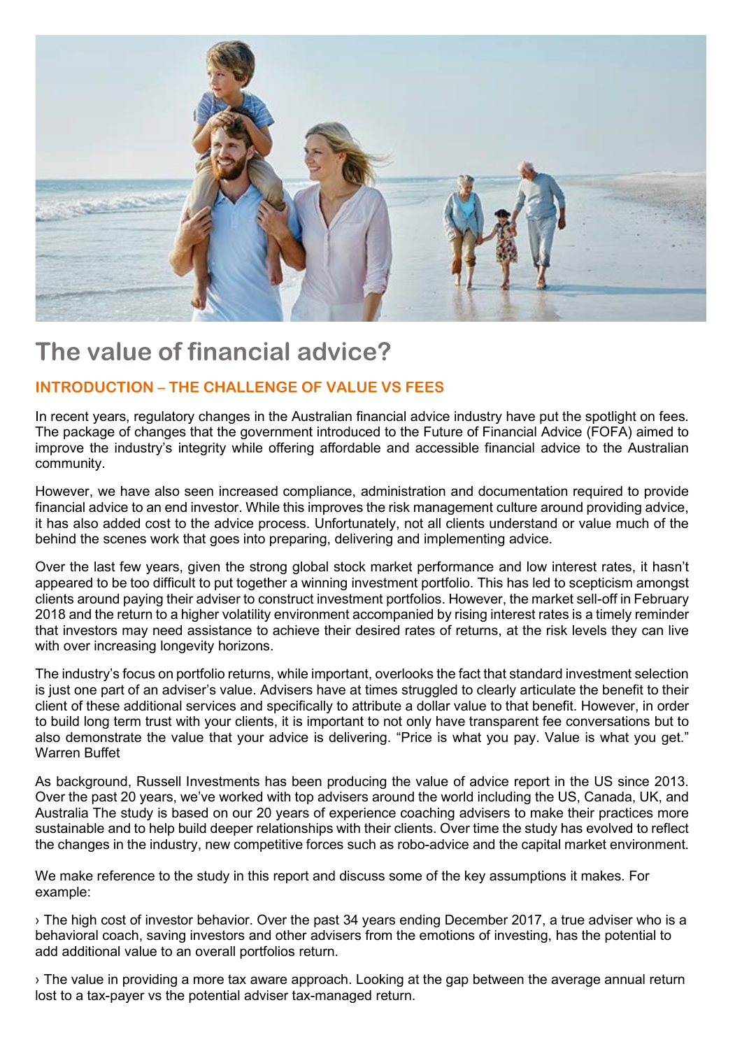# The value of financial advice?

## INTRODUCTION – THE CHALLENGE OF VALUE VS FEES

In recent years, regulatory changes in the Australian financial advice industry have put the spotlight on fees. The package of changes that the government introduced to the Future of Financial Advice (FOFA) aimed to improve the industry's integrity while offering affordable and accessible financial advice to the Australian community.

However, we have also seen increased compliance, administration and documentation required to provide financial advice to an end investor. While this improves the risk management culture around providing advice, it has also added cost to the advice process. Unfortunately, not all clients understand or value much of the behind the scenes work that goes into preparing, delivering and implementing advice.

Over the last few years, given the strong global stock market performance and low interest rates, it hasn't appeared to be too difficult to put together a winning investment portfolio. This has led to scepticism amongst clients around paying their adviser to construct investment portfolios. However, the market sell-off in February 2018 and the return to a higher volatility environment accompanied by rising interest rates is a timely reminder that investors may need assistance to achieve their desired rates of returns, at the risk levels they can live with over increasing longevity horizons.

The industry's focus on portfolio returns, while important, overlooks the fact that standard investment selection is just one part of an adviser's value. Advisers have at times struggled to clearly articulate the benefit to their client of these additional services and specifically to attribute a dollar value to that benefit. However, in order to build long term trust with your clients, it is important to not only have transparent fee conversations but to also demonstrate the value that your advice is delivering. "Price is what you pay. Value is what you get." Warren Buffet

As background, Russell Investments has been producing the value of advice report in the US since 2013. Over the past 20 years, we've worked with top advisers around the world including the US, Canada, UK, and Australia The study is based on our 20 years of experience coaching advisers to make their practices more sustainable and to help build deeper relationships with their clients. Over time the study has evolved to reflect the changes in the industry, new competitive forces such as robo-advice and the capital market environment.

We make reference to the study in this report and discuss some of the key assumptions it makes. For example:

› The high cost of investor behavior. Over the past 34 years ending December 2017, a true adviser who is a behavioral coach, saving investors and other advisers from the emotions of investing, has the potential to add additional value to an overall portfolios return.

› The value in providing a more tax aware approach. Looking at the gap between the average annual return lost to a tax-payer vs the potential adviser tax-managed return.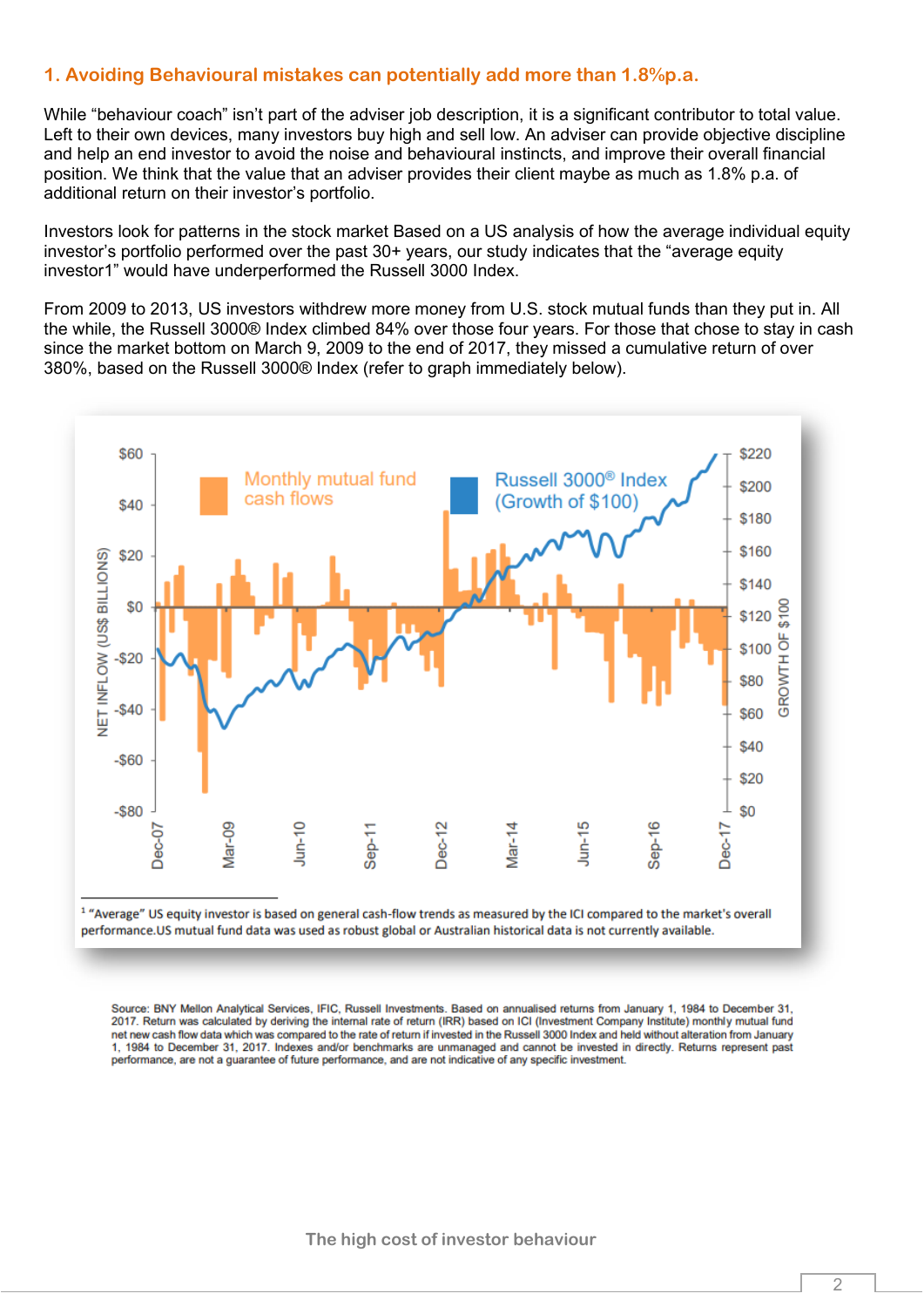## 1. Avoiding Behavioural mistakes can potentially add more than 1.8%p.a.

While "behaviour coach" isn't part of the adviser job description, it is a significant contributor to total value. Left to their own devices, many investors buy high and sell low. An adviser can provide objective discipline and help an end investor to avoid the noise and behavioural instincts, and improve their overall financial position. We think that the value that an adviser provides their client maybe as much as 1.8% p.a. of additional return on their investor's portfolio.

Investors look for patterns in the stock market Based on a US analysis of how the average individual equity investor's portfolio performed over the past 30+ years, our study indicates that the "average equity investor1" would have underperformed the Russell 3000 Index.

From 2009 to 2013, US investors withdrew more money from U.S. stock mutual funds than they put in. All the while, the Russell 3000® Index climbed 84% over those four years. For those that chose to stay in cash since the market bottom on March 9, 2009 to the end of 2017, they missed a cumulative return of over 380%, based on the Russell 3000® Index (refer to graph immediately below).

[1] "Average" US equity investor is based on general cash-flow trends as measured by the ICI compared to the market's overall performance.US mutual fund data was used as robust global or Australian historical data is not currently available.

Source: BNY Mellon Analytical Services, IFIC, Russell Investments. Based on annualised returns from January 1, 1984 to December 31, 2017. Return was calculated by deriving the internal rate of return (IRR) based on ICI (Investment Company Institute) monthly mutual fund net new cash flow data which was compared to the rate of return if invested in the Russell 3000 Index and held without alteration from January 1, 1984 to December 31, 2017. Indexes and/or benchmarks are unmanaged and cannot be invested in directly. Returns represent past performance, are not a guarantee of future performance, and are not indicative of any specific investment.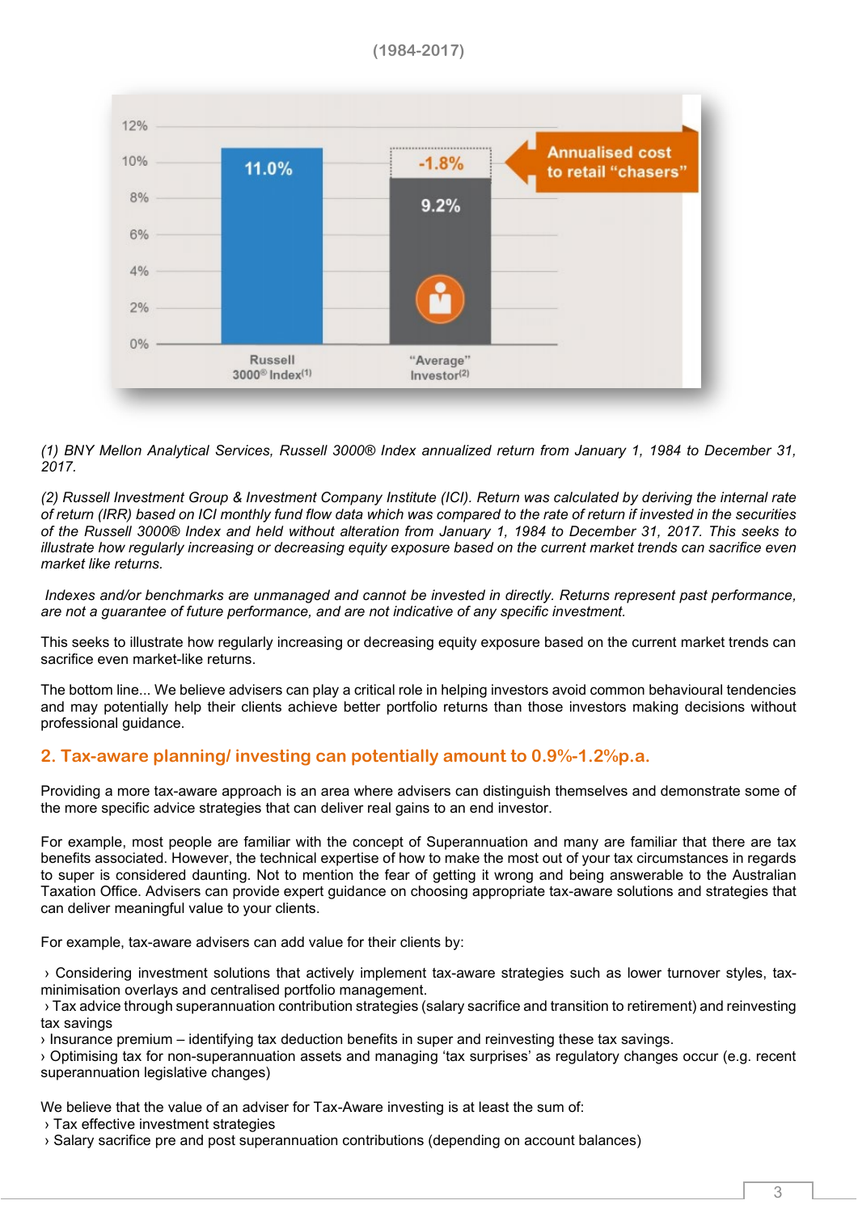(1984-2017)

(1) BNY Mellon Analytical Services, Russell 3000® Index annualized return from January 1, 1984 to December 31, 2017.

(2) Russell Investment Group & Investment Company Institute (ICI). Return was calculated by deriving the internal rate of return (IRR) based on ICI monthly fund flow data which was compared to the rate of return if invested in the securities of the Russell 3000® Index and held without alteration from January 1, 1984 to December 31, 2017. This seeks to illustrate how regularly increasing or decreasing equity exposure based on the current market trends can sacrifice even market like returns.

*Indexes and/or benchmarks are unmanaged and cannot be invested in directly. Returns represent past performance, are not a guarantee of future performance, and are not indicative of any specific investment.*

This seeks to illustrate how regularly increasing or decreasing equity exposure based on the current market trends can sacrifice even market-like returns.

The bottom line... We believe advisers can play a critical role in helping investors avoid common behavioural tendencies and may potentially help their clients achieve better portfolio returns than those investors making decisions without professional guidance.

## 2. Tax-aware planning/ investing can potentially amount to 0.9%-1.2%p.a.

Providing a more tax-aware approach is an area where advisers can distinguish themselves and demonstrate some of the more specific advice strategies that can deliver real gains to an end investor.

For example, most people are familiar with the concept of Superannuation and many are familiar that there are tax benefits associated. However, the technical expertise of how to make the most out of your tax circumstances in regards to super is considered daunting. Not to mention the fear of getting it wrong and being answerable to the Australian Taxation Office. Advisers can provide expert guidance on choosing appropriate tax-aware solutions and strategies that can deliver meaningful value to your clients.

For example, tax-aware advisers can add value for their clients by:

› Considering investment solutions that actively implement tax-aware strategies such as lower turnover styles, tax-minimisation overlays and centralised portfolio management.
› Tax advice through superannuation contribution strategies (salary sacrifice and transition to retirement) and reinvesting tax savings
› Insurance premium – identifying tax deduction benefits in super and reinvesting these tax savings.
› Optimising tax for non-superannuation assets and managing 'tax surprises' as regulatory changes occur (e.g. recent superannuation legislative changes)

We believe that the value of an adviser for Tax-Aware investing is at least the sum of:
› Tax effective investment strategies
› Salary sacrifice pre and post superannuation contributions (depending on account balances)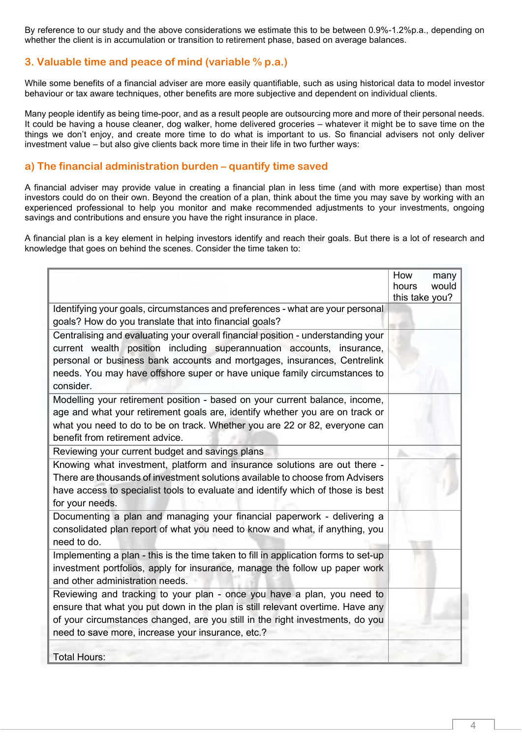By reference to our study and the above considerations we estimate this to be between 0.9%-1.2%p.a., depending on whether the client is in accumulation or transition to retirement phase, based on average balances.

## 3. Valuable time and peace of mind (variable % p.a.)

While some benefits of a financial adviser are more easily quantifiable, such as using historical data to model investor behaviour or tax aware techniques, other benefits are more subjective and dependent on individual clients.

Many people identify as being time-poor, and as a result people are outsourcing more and more of their personal needs. It could be having a house cleaner, dog walker, home delivered groceries – whatever it might be to save time on the things we don't enjoy, and create more time to do what is important to us. So financial advisers not only deliver investment value – but also give clients back more time in their life in two further ways:

### a) The financial administration burden – quantify time saved

A financial adviser may provide value in creating a financial plan in less time (and with more expertise) than most investors could do on their own. Beyond the creation of a plan, think about the time you may save by working with an experienced professional to help you monitor and make recommended adjustments to your investments, ongoing savings and contributions and ensure you have the right insurance in place.

A financial plan is a key element in helping investors identify and reach their goals. But there is a lot of research and knowledge that goes on behind the scenes. Consider the time taken to:

| | How many hours would this take you? |
|---|---|
| Identifying your goals, circumstances and preferences - what are your personal goals? How do you translate that into financial goals? | |
| Centralising and evaluating your overall financial position - understanding your current wealth position including superannuation accounts, insurance, personal or business bank accounts and mortgages, insurances, Centrelink needs. You may have offshore super or have unique family circumstances to consider. | |
| Modelling your retirement position - based on your current balance, income, age and what your retirement goals are, identify whether you are on track or what you need to do to be on track. Whether you are 22 or 82, everyone can benefit from retirement advice. | |
| Reviewing your current budget and savings plans | |
| Knowing what investment, platform and insurance solutions are out there - There are thousands of investment solutions available to choose from Advisers have access to specialist tools to evaluate and identify which of those is best for your needs. | |
| Documenting a plan and managing your financial paperwork - delivering a consolidated plan report of what you need to know and what, if anything, you need to do. | |
| Implementing a plan - this is the time taken to fill in application forms to set-up investment portfolios, apply for insurance, manage the follow up paper work and other administration needs. | |
| Reviewing and tracking to your plan - once you have a plan, you need to ensure that what you put down in the plan is still relevant overtime. Have any of your circumstances changed, are you still in the right investments, do you need to save more, increase your insurance, etc.? | |
| Total Hours: | |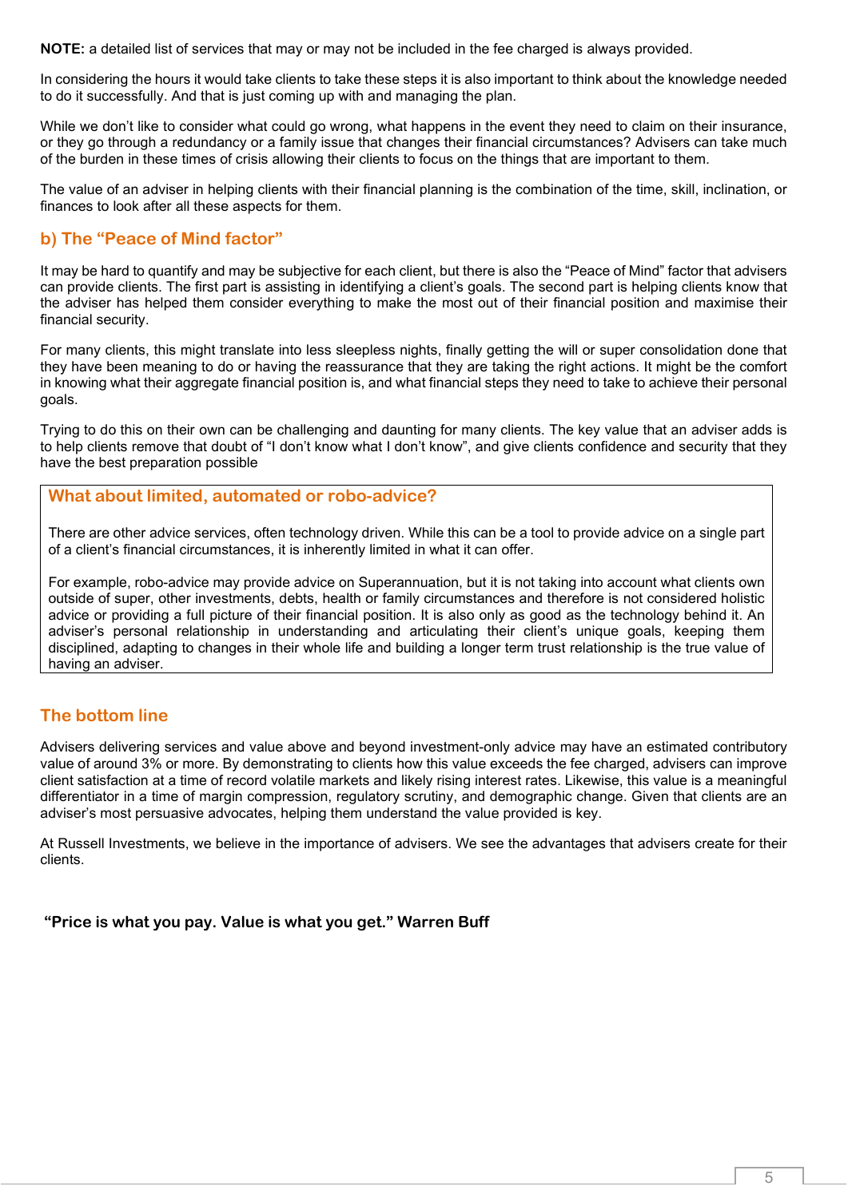**NOTE:** a detailed list of services that may or may not be included in the fee charged is always provided.

In considering the hours it would take clients to take these steps it is also important to think about the knowledge needed to do it successfully. And that is just coming up with and managing the plan.

While we don't like to consider what could go wrong, what happens in the event they need to claim on their insurance, or they go through a redundancy or a family issue that changes their financial circumstances? Advisers can take much of the burden in these times of crisis allowing their clients to focus on the things that are important to them.

The value of an adviser in helping clients with their financial planning is the combination of the time, skill, inclination, or finances to look after all these aspects for them.

## b) The "Peace of Mind factor"

It may be hard to quantify and may be subjective for each client, but there is also the "Peace of Mind" factor that advisers can provide clients. The first part is assisting in identifying a client's goals. The second part is helping clients know that the adviser has helped them consider everything to make the most out of their financial position and maximise their financial security.

For many clients, this might translate into less sleepless nights, finally getting the will or super consolidation done that they have been meaning to do or having the reassurance that they are taking the right actions. It might be the comfort in knowing what their aggregate financial position is, and what financial steps they need to take to achieve their personal goals.

Trying to do this on their own can be challenging and daunting for many clients. The key value that an adviser adds is to help clients remove that doubt of "I don't know what I don't know", and give clients confidence and security that they have the best preparation possible

### What about limited, automated or robo-advice?

There are other advice services, often technology driven. While this can be a tool to provide advice on a single part of a client's financial circumstances, it is inherently limited in what it can offer.

For example, robo-advice may provide advice on Superannuation, but it is not taking into account what clients own outside of super, other investments, debts, health or family circumstances and therefore is not considered holistic advice or providing a full picture of their financial position. It is also only as good as the technology behind it. An adviser's personal relationship in understanding and articulating their client's unique goals, keeping them disciplined, adapting to changes in their whole life and building a longer term trust relationship is the true value of having an adviser.

## The bottom line

Advisers delivering services and value above and beyond investment-only advice may have an estimated contributory value of around 3% or more. By demonstrating to clients how this value exceeds the fee charged, advisers can improve client satisfaction at a time of record volatile markets and likely rising interest rates. Likewise, this value is a meaningful differentiator in a time of margin compression, regulatory scrutiny, and demographic change. Given that clients are an adviser's most persuasive advocates, helping them understand the value provided is key.

At Russell Investments, we believe in the importance of advisers. We see the advantages that advisers create for their clients.

**"Price is what you pay. Value is what you get." Warren Buff**